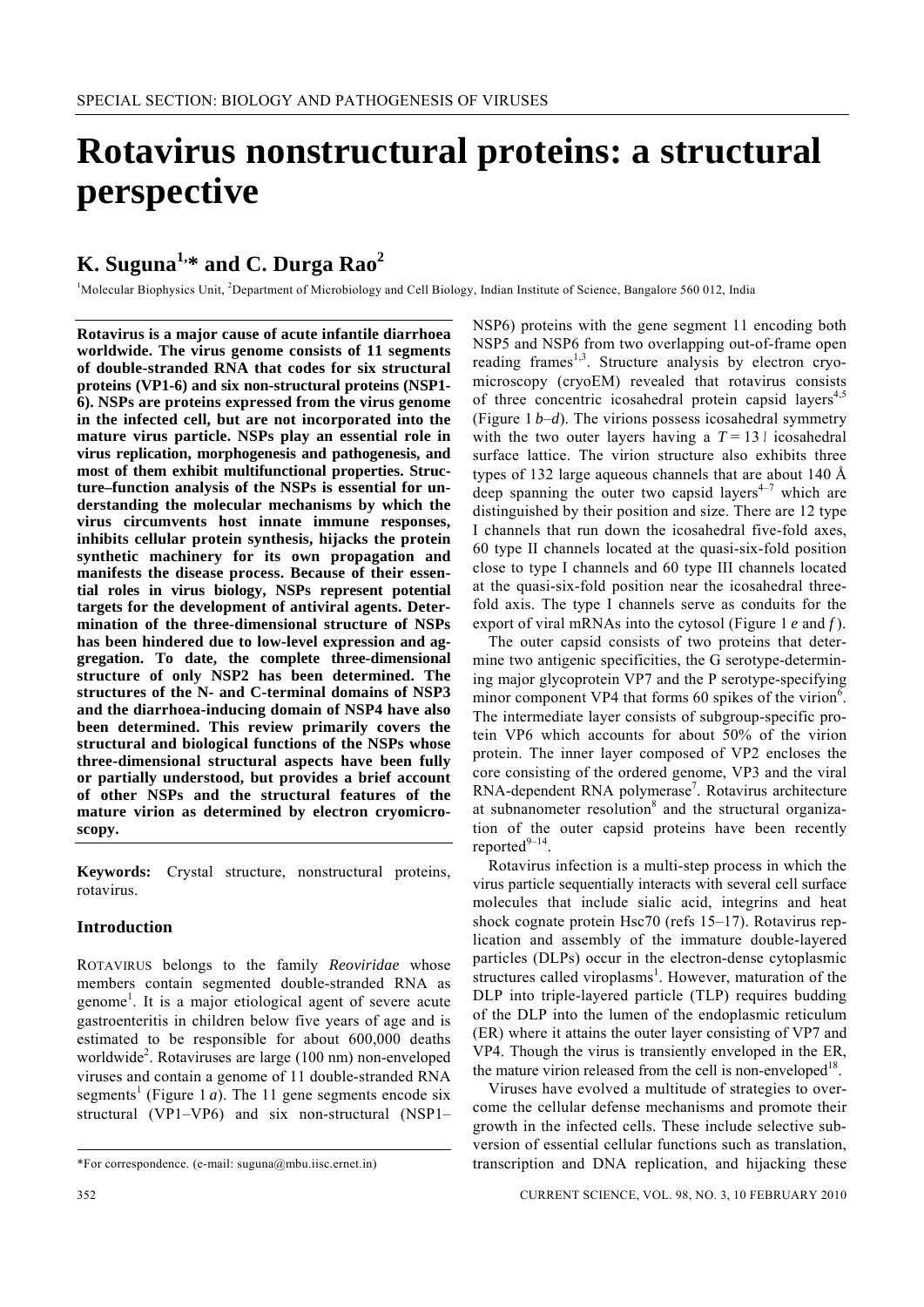# Rotavirus nonstructural proteins: a structural perspective

## K. Suguna[1,]* and C. Durga Rao[2]

[1]Molecular Biophysics Unit, [2]Department of Microbiology and Cell Biology, Indian Institute of Science, Bangalore 560 012, India

**Rotavirus is a major cause of acute infantile diarrhoea worldwide. The virus genome consists of 11 segments of double-stranded RNA that codes for six structural proteins (VP1-6) and six non-structural proteins (NSP1-6). NSPs are proteins expressed from the virus genome in the infected cell, but are not incorporated into the mature virus particle. NSPs play an essential role in virus replication, morphogenesis and pathogenesis, and most of them exhibit multifunctional properties. Structure–function analysis of the NSPs is essential for understanding the molecular mechanisms by which the virus circumvents host innate immune responses, inhibits cellular protein synthesis, hijacks the protein synthetic machinery for its own propagation and manifests the disease process. Because of their essential roles in virus biology, NSPs represent potential targets for the development of antiviral agents. Determination of the three-dimensional structure of NSPs has been hindered due to low-level expression and aggregation. To date, the complete three-dimensional structure of only NSP2 has been determined. The structures of the N- and C-terminal domains of NSP3 and the diarrhoea-inducing domain of NSP4 have also been determined. This review primarily covers the structural and biological functions of the NSPs whose three-dimensional structural aspects have been fully or partially understood, but provides a brief account of other NSPs and the structural features of the mature virion as determined by electron cryomicroscopy.**

**Keywords:** Crystal structure, nonstructural proteins, rotavirus.

### Introduction

ROTAVIRUS belongs to the family *Reoviridae* whose members contain segmented double-stranded RNA as genome[1]. It is a major etiological agent of severe acute gastroenteritis in children below five years of age and is estimated to be responsible for about 600,000 deaths worldwide[2]. Rotaviruses are large (100 nm) non-enveloped viruses and contain a genome of 11 double-stranded RNA segments[1] (Figure 1 *a*). The 11 gene segments encode six structural (VP1–VP6) and six non-structural (NSP1–NSP6) proteins with the gene segment 11 encoding both NSP5 and NSP6 from two overlapping out-of-frame open reading frames[1,3]. Structure analysis by electron cryomicroscopy (cryoEM) revealed that rotavirus consists of three concentric icosahedral protein capsid layers[4,5] (Figure 1 *b*–*d*). The virions possess icosahedral symmetry with the two outer layers having a $T = 13\,l$ icosahedral surface lattice. The virion structure also exhibits three types of 132 large aqueous channels that are about 140 Å deep spanning the outer two capsid layers[4–7] which are distinguished by their position and size. There are 12 type I channels that run down the icosahedral five-fold axes, 60 type II channels located at the quasi-six-fold position close to type I channels and 60 type III channels located at the quasi-six-fold position near the icosahedral three-fold axis. The type I channels serve as conduits for the export of viral mRNAs into the cytosol (Figure 1 *e* and *f*).

The outer capsid consists of two proteins that determine two antigenic specificities, the G serotype-determining major glycoprotein VP7 and the P serotype-specifying minor component VP4 that forms 60 spikes of the virion[6]. The intermediate layer consists of subgroup-specific protein VP6 which accounts for about 50% of the virion protein. The inner layer composed of VP2 encloses the core consisting of the ordered genome, VP3 and the viral RNA-dependent RNA polymerase[7]. Rotavirus architecture at subnanometer resolution[8] and the structural organization of the outer capsid proteins have been recently reported[9–14].

Rotavirus infection is a multi-step process in which the virus particle sequentially interacts with several cell surface molecules that include sialic acid, integrins and heat shock cognate protein Hsc70 (refs 15–17). Rotavirus replication and assembly of the immature double-layered particles (DLPs) occur in the electron-dense cytoplasmic structures called viroplasms[1]. However, maturation of the DLP into triple-layered particle (TLP) requires budding of the DLP into the lumen of the endoplasmic reticulum (ER) where it attains the outer layer consisting of VP7 and VP4. Though the virus is transiently enveloped in the ER, the mature virion released from the cell is non-enveloped[18].

Viruses have evolved a multitude of strategies to overcome the cellular defense mechanisms and promote their growth in the infected cells. These include selective subversion of essential cellular functions such as translation, transcription and DNA replication, and hijacking these

*For correspondence. (e-mail: suguna@mbu.iisc.ernet.in)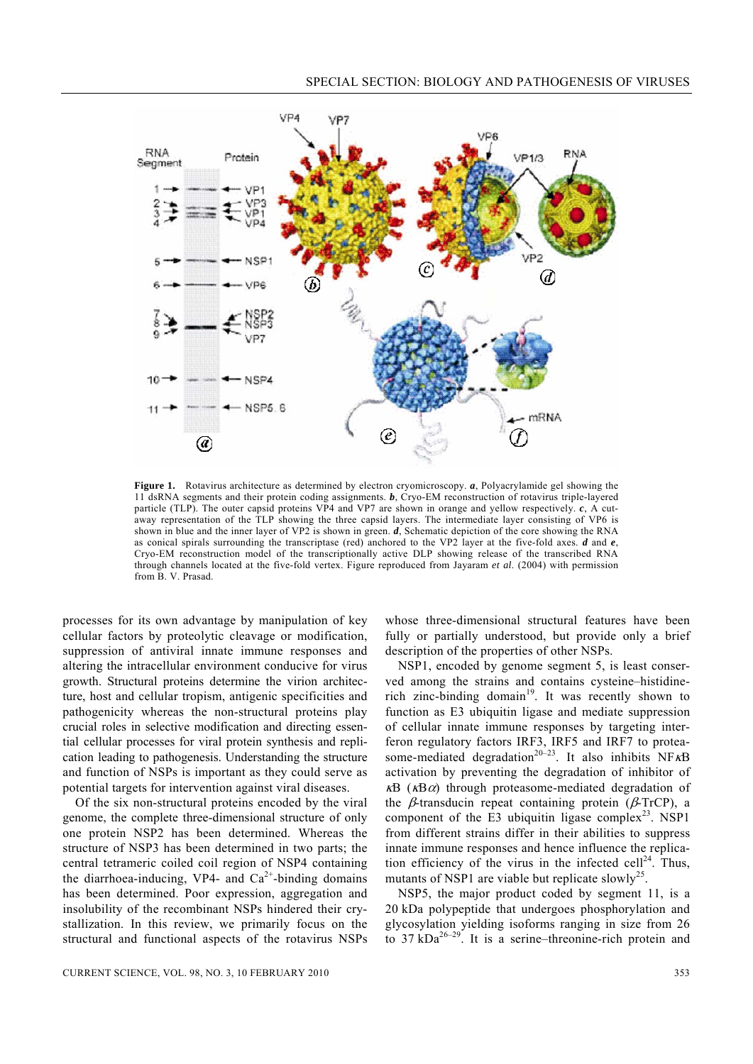**Figure 1.** Rotavirus architecture as determined by electron cryomicroscopy. ***a***, Polyacrylamide gel showing the 11 dsRNA segments and their protein coding assignments. ***b***, Cryo-EM reconstruction of rotavirus triple-layered particle (TLP). The outer capsid proteins VP4 and VP7 are shown in orange and yellow respectively. ***c***, A cut-away representation of the TLP showing the three capsid layers. The intermediate layer consisting of VP6 is shown in blue and the inner layer of VP2 is shown in green. ***d***, Schematic depiction of the core showing the RNA as conical spirals surrounding the transcriptase (red) anchored to the VP2 layer at the five-fold axes. ***d*** and ***e***, Cryo-EM reconstruction model of the transcriptionally active DLP showing release of the transcribed RNA through channels located at the five-fold vertex. Figure reproduced from Jayaram *et al*. (2004) with permission from B. V. Prasad.

processes for its own advantage by manipulation of key cellular factors by proteolytic cleavage or modification, suppression of antiviral innate immune responses and altering the intracellular environment conducive for virus growth. Structural proteins determine the virion architecture, host and cellular tropism, antigenic specificities and pathogenicity whereas the non-structural proteins play crucial roles in selective modification and directing essential cellular processes for viral protein synthesis and replication leading to pathogenesis. Understanding the structure and function of NSPs is important as they could serve as potential targets for intervention against viral diseases.

Of the six non-structural proteins encoded by the viral genome, the complete three-dimensional structure of only one protein NSP2 has been determined. Whereas the structure of NSP3 has been determined in two parts; the central tetrameric coiled coil region of NSP4 containing the diarrhoea-inducing, VP4- and $Ca^{2+}$-binding domains has been determined. Poor expression, aggregation and insolubility of the recombinant NSPs hindered their crystallization. In this review, we primarily focus on the structural and functional aspects of the rotavirus NSPs whose three-dimensional structural features have been fully or partially understood, but provide only a brief description of the properties of other NSPs.

NSP1, encoded by genome segment 5, is least conserved among the strains and contains cysteine–histidine-rich zinc-binding domain[19]. It was recently shown to function as E3 ubiquitin ligase and mediate suppression of cellular innate immune responses by targeting interferon regulatory factors IRF3, IRF5 and IRF7 to proteasome-mediated degradation[20–23]. It also inhibits NF$\kappa$B activation by preventing the degradation of inhibitor of $\kappa$B ($\kappa$B$\alpha$) through proteasome-mediated degradation of the $\beta$-transducin repeat containing protein ($\beta$-TrCP), a component of the E3 ubiquitin ligase complex[23]. NSP1 from different strains differ in their abilities to suppress innate immune responses and hence influence the replication efficiency of the virus in the infected cell[24]. Thus, mutants of NSP1 are viable but replicate slowly[25].

NSP5, the major product coded by segment 11, is a 20 kDa polypeptide that undergoes phosphorylation and glycosylation yielding isoforms ranging in size from 26 to 37 kDa[26–29]. It is a serine–threonine-rich protein and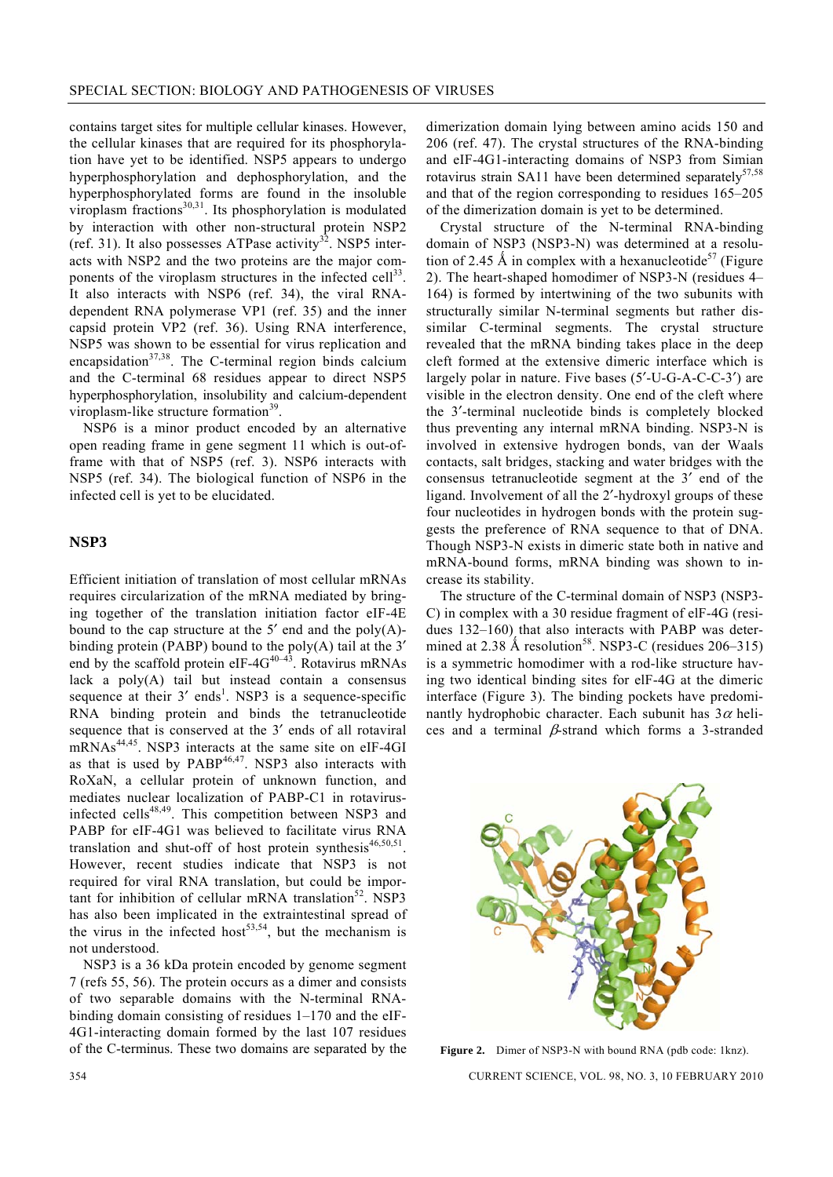contains target sites for multiple cellular kinases. However, the cellular kinases that are required for its phosphorylation have yet to be identified. NSP5 appears to undergo hyperphosphorylation and dephosphorylation, and the hyperphosphorylated forms are found in the insoluble viroplasm fractions[30,31]. Its phosphorylation is modulated by interaction with other non-structural protein NSP2 (ref. 31). It also possesses ATPase activity[32]. NSP5 interacts with NSP2 and the two proteins are the major components of the viroplasm structures in the infected cell[33]. It also interacts with NSP6 (ref. 34), the viral RNA-dependent RNA polymerase VP1 (ref. 35) and the inner capsid protein VP2 (ref. 36). Using RNA interference, NSP5 was shown to be essential for virus replication and encapsidation[37,38]. The C-terminal region binds calcium and the C-terminal 68 residues appear to direct NSP5 hyperphosphorylation, insolubility and calcium-dependent viroplasm-like structure formation[39].

NSP6 is a minor product encoded by an alternative open reading frame in gene segment 11 which is out-of-frame with that of NSP5 (ref. 3). NSP6 interacts with NSP5 (ref. 34). The biological function of NSP6 in the infected cell is yet to be elucidated.

## NSP3

Efficient initiation of translation of most cellular mRNAs requires circularization of the mRNA mediated by bringing together of the translation initiation factor eIF-4E bound to the cap structure at the 5′ end and the poly(A)-binding protein (PABP) bound to the poly(A) tail at the 3′ end by the scaffold protein eIF-4G[40–43]. Rotavirus mRNAs lack a poly(A) tail but instead contain a consensus sequence at their 3′ ends[1]. NSP3 is a sequence-specific RNA binding protein and binds the tetranucleotide sequence that is conserved at the 3′ ends of all rotaviral mRNAs[44,45]. NSP3 interacts at the same site on eIF-4GI as that is used by PABP[46,47]. NSP3 also interacts with RoXaN, a cellular protein of unknown function, and mediates nuclear localization of PABP-C1 in rotavirus-infected cells[48,49]. This competition between NSP3 and PABP for eIF-4G1 was believed to facilitate virus RNA translation and shut-off of host protein synthesis[46,50,51]. However, recent studies indicate that NSP3 is not required for viral RNA translation, but could be important for inhibition of cellular mRNA translation[52]. NSP3 has also been implicated in the extraintestinal spread of the virus in the infected host[53,54], but the mechanism is not understood.

NSP3 is a 36 kDa protein encoded by genome segment 7 (refs 55, 56). The protein occurs as a dimer and consists of two separable domains with the N-terminal RNA-binding domain consisting of residues 1–170 and the eIF-4G1-interacting domain formed by the last 107 residues of the C-terminus. These two domains are separated by the dimerization domain lying between amino acids 150 and 206 (ref. 47). The crystal structures of the RNA-binding and eIF-4G1-interacting domains of NSP3 from Simian rotavirus strain SA11 have been determined separately[57,58] and that of the region corresponding to residues 165–205 of the dimerization domain is yet to be determined.

Crystal structure of the N-terminal RNA-binding domain of NSP3 (NSP3-N) was determined at a resolution of 2.45 Å in complex with a hexanucleotide[57] (Figure 2). The heart-shaped homodimer of NSP3-N (residues 4–164) is formed by intertwining of the two subunits with structurally similar N-terminal segments but rather dissimilar C-terminal segments. The crystal structure revealed that the mRNA binding takes place in the deep cleft formed at the extensive dimeric interface which is largely polar in nature. Five bases (5′-U-G-A-C-C-3′) are visible in the electron density. One end of the cleft where the 3′-terminal nucleotide binds is completely blocked thus preventing any internal mRNA binding. NSP3-N is involved in extensive hydrogen bonds, van der Waals contacts, salt bridges, stacking and water bridges with the consensus tetranucleotide segment at the 3′ end of the ligand. Involvement of all the 2′-hydroxyl groups of these four nucleotides in hydrogen bonds with the protein suggests the preference of RNA sequence to that of DNA. Though NSP3-N exists in dimeric state both in native and mRNA-bound forms, mRNA binding was shown to increase its stability.

The structure of the C-terminal domain of NSP3 (NSP3-C) in complex with a 30 residue fragment of eIF-4G (residues 132–160) that also interacts with PABP was determined at 2.38 Å resolution[58]. NSP3-C (residues 206–315) is a symmetric homodimer with a rod-like structure having two identical binding sites for eIF-4G at the dimeric interface (Figure 3). The binding pockets have predominantly hydrophobic character. Each subunit has 3$\alpha$ helices and a terminal $\beta$-strand which forms a 3-stranded

**Figure 2.** Dimer of NSP3-N with bound RNA (pdb code: 1knz).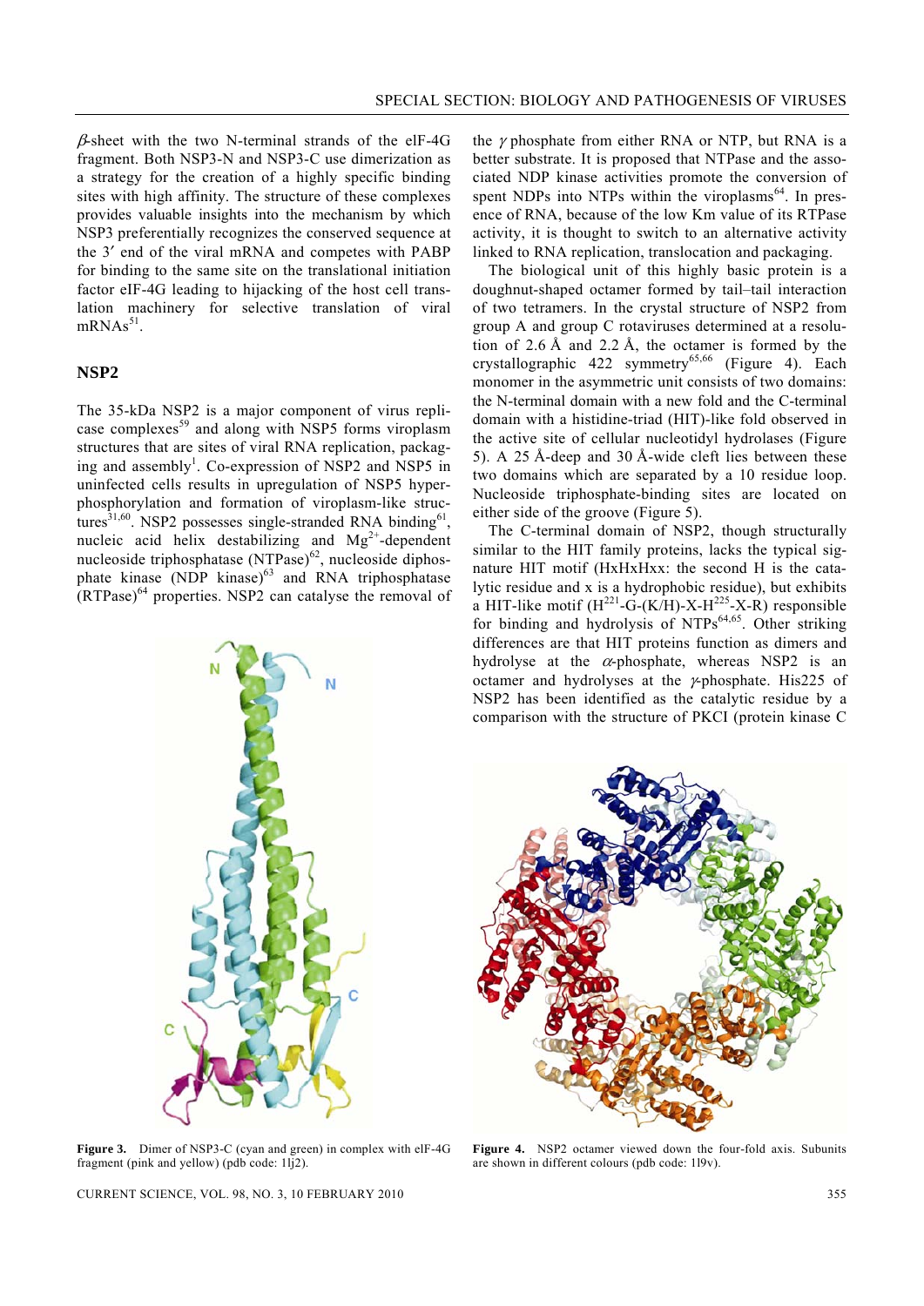$\beta$-sheet with the two N-terminal strands of the eIF-4G fragment. Both NSP3-N and NSP3-C use dimerization as a strategy for the creation of a highly specific binding sites with high affinity. The structure of these complexes provides valuable insights into the mechanism by which NSP3 preferentially recognizes the conserved sequence at the 3′ end of the viral mRNA and competes with PABP for binding to the same site on the translational initiation factor eIF-4G leading to hijacking of the host cell translation machinery for selective translation of viral mRNAs[51].

## NSP2

The 35-kDa NSP2 is a major component of virus replicase complexes[59] and along with NSP5 forms viroplasm structures that are sites of viral RNA replication, packaging and assembly[1]. Co-expression of NSP2 and NSP5 in uninfected cells results in upregulation of NSP5 hyperphosphorylation and formation of viroplasm-like structures[31,60]. NSP2 possesses single-stranded RNA binding[61], nucleic acid helix destabilizing and $Mg^{2+}$-dependent nucleoside triphosphatase (NTPase)[62], nucleoside diphosphate kinase (NDP kinase)[63] and RNA triphosphatase (RTPase)[64] properties. NSP2 can catalyse the removal of the $\gamma$ phosphate from either RNA or NTP, but RNA is a better substrate. It is proposed that NTPase and the associated NDP kinase activities promote the conversion of spent NDPs into NTPs within the viroplasms[64]. In presence of RNA, because of the low Km value of its RTPase activity, it is thought to switch to an alternative activity linked to RNA replication, translocation and packaging.

The biological unit of this highly basic protein is a doughnut-shaped octamer formed by tail–tail interaction of two tetramers. In the crystal structure of NSP2 from group A and group C rotaviruses determined at a resolution of 2.6 Å and 2.2 Å, the octamer is formed by the crystallographic 422 symmetry[65,66] (Figure 4). Each monomer in the asymmetric unit consists of two domains: the N-terminal domain with a new fold and the C-terminal domain with a histidine-triad (HIT)-like fold observed in the active site of cellular nucleotidyl hydrolases (Figure 5). A 25 Å-deep and 30 Å-wide cleft lies between these two domains which are separated by a 10 residue loop. Nucleoside triphosphate-binding sites are located on either side of the groove (Figure 5).

The C-terminal domain of NSP2, though structurally similar to the HIT family proteins, lacks the typical signature HIT motif (HxHxHxx: the second H is the catalytic residue and x is a hydrophobic residue), but exhibits a HIT-like motif ($H^{221}$-G-(K/H)-X-$H^{225}$-X-R) responsible for binding and hydrolysis of NTPs[64,65]. Other striking differences are that HIT proteins function as dimers and hydrolyse at the $\alpha$-phosphate, whereas NSP2 is an octamer and hydrolyses at the $\gamma$-phosphate. His225 of NSP2 has been identified as the catalytic residue by a comparison with the structure of PKCI (protein kinase C

**Figure 3.** Dimer of NSP3-C (cyan and green) in complex with eIF-4G fragment (pink and yellow) (pdb code: 1lj2).

**Figure 4.** NSP2 octamer viewed down the four-fold axis. Subunits are shown in different colours (pdb code: 1l9v).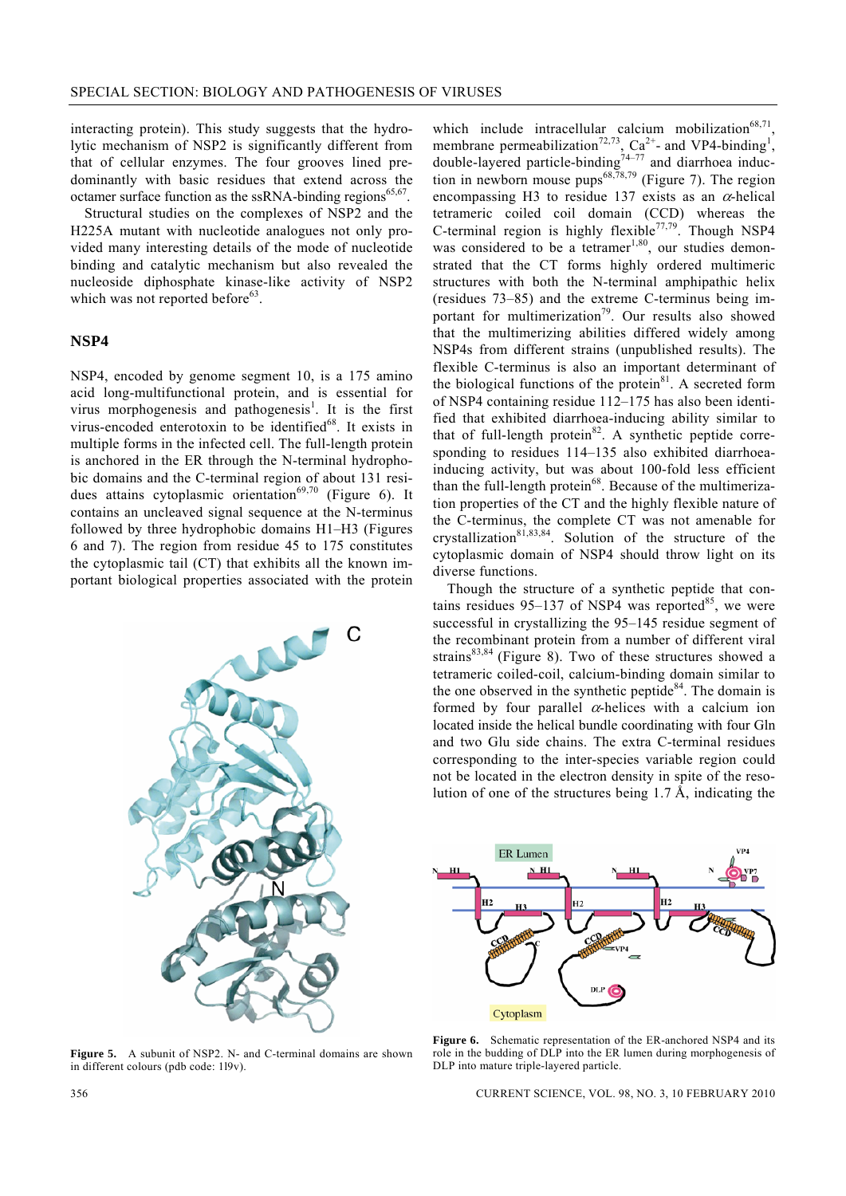interacting protein). This study suggests that the hydrolytic mechanism of NSP2 is significantly different from that of cellular enzymes. The four grooves lined predominantly with basic residues that extend across the octamer surface function as the ssRNA-binding regions[65,67].

Structural studies on the complexes of NSP2 and the H225A mutant with nucleotide analogues not only provided many interesting details of the mode of nucleotide binding and catalytic mechanism but also revealed the nucleoside diphosphate kinase-like activity of NSP2 which was not reported before[63].

## NSP4

NSP4, encoded by genome segment 10, is a 175 amino acid long-multifunctional protein, and is essential for virus morphogenesis and pathogenesis[1]. It is the first virus-encoded enterotoxin to be identified[68]. It exists in multiple forms in the infected cell. The full-length protein is anchored in the ER through the N-terminal hydrophobic domains and the C-terminal region of about 131 residues attains cytoplasmic orientation[69,70] (Figure 6). It contains an uncleaved signal sequence at the N-terminus followed by three hydrophobic domains H1–H3 (Figures 6 and 7). The region from residue 45 to 175 constitutes the cytoplasmic tail (CT) that exhibits all the known important biological properties associated with the protein which include intracellular calcium mobilization[68,71], membrane permeabilization[72,73], $Ca^{2+}$- and VP4-binding[1], double-layered particle-binding[74–77] and diarrhoea induction in newborn mouse pups[68,78,79] (Figure 7). The region encompassing H3 to residue 137 exists as an $\alpha$-helical tetrameric coiled coil domain (CCD) whereas the C-terminal region is highly flexible[77,79]. Though NSP4 was considered to be a tetramer[1,80], our studies demonstrated that the CT forms highly ordered multimeric structures with both the N-terminal amphipathic helix (residues 73–85) and the extreme C-terminus being important for multimerization[79]. Our results also showed that the multimerizing abilities differed widely among NSP4s from different strains (unpublished results). The flexible C-terminus is also an important determinant of the biological functions of the protein[81]. A secreted form of NSP4 containing residue 112–175 has also been identified that exhibited diarrhoea-inducing ability similar to that of full-length protein[82]. A synthetic peptide corresponding to residues 114–135 also exhibited diarrhoea-inducing activity, but was about 100-fold less efficient than the full-length protein[68]. Because of the multimerization properties of the CT and the highly flexible nature of the C-terminus, the complete CT was not amenable for crystallization[81,83,84]. Solution of the structure of the cytoplasmic domain of NSP4 should throw light on its diverse functions.

Though the structure of a synthetic peptide that contains residues 95–137 of NSP4 was reported[85], we were successful in crystallizing the 95–145 residue segment of the recombinant protein from a number of different viral strains[83,84] (Figure 8). Two of these structures showed a tetrameric coiled-coil, calcium-binding domain similar to the one observed in the synthetic peptide[84]. The domain is formed by four parallel $\alpha$-helices with a calcium ion located inside the helical bundle coordinating with four Gln and two Glu side chains. The extra C-terminal residues corresponding to the inter-species variable region could not be located in the electron density in spite of the resolution of one of the structures being 1.7 Å, indicating the

**Figure 5.** A subunit of NSP2. N- and C-terminal domains are shown in different colours (pdb code: 1l9v).

**Figure 6.** Schematic representation of the ER-anchored NSP4 and its role in the budding of DLP into the ER lumen during morphogenesis of DLP into mature triple-layered particle.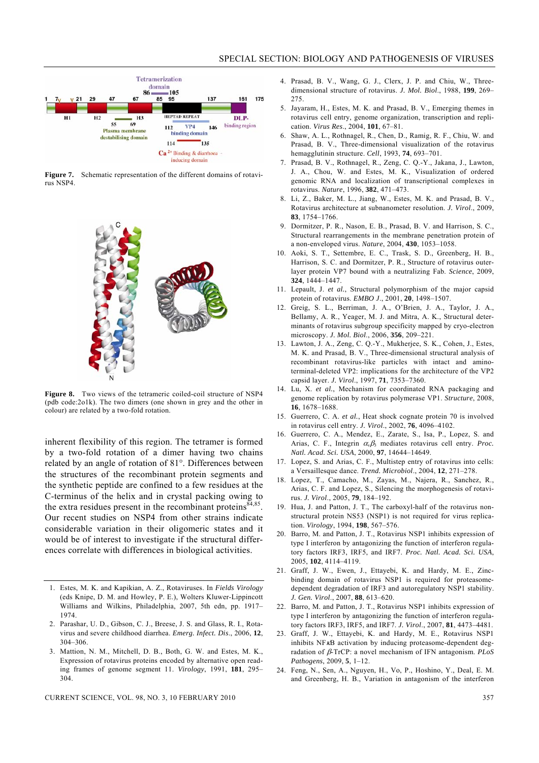Figure 7. Schematic representation of the different domains of rotavirus NSP4.

Figure 8. Two views of the tetrameric coiled-coil structure of NSP4 (pdb code:2o1k). The two dimers (one shown in grey and the other in colour) are related by a two-fold rotation.

inherent flexibility of this region. The tetramer is formed by a two-fold rotation of a dimer having two chains related by an angle of rotation of 81°. Differences between the structures of the recombinant protein segments and the synthetic peptide are confined to a few residues at the C-terminus of the helix and in crystal packing owing to the extra residues present in the recombinant proteins[84,85]. Our recent studies on NSP4 from other strains indicate considerable variation in their oligomeric states and it would be of interest to investigate if the structural differences correlate with differences in biological activities.

1. Estes, M. K. and Kapikian, A. Z., Rotaviruses. In *Fields Virology* (eds Knipe, D. M. and Howley, P. E.), Wolters Kluwer-Lippincott Williams and Wilkins, Philadelphia, 2007, 5th edn, pp. 1917–1974.
2. Parashar, U. D., Gibson, C. J., Breese, J. S. and Glass, R. I., Rotavirus and severe childhood diarrhea. *Emerg. Infect. Dis*., 2006, **12**, 304–306.
3. Mattion, N. M., Mitchell, D. B., Both, G. W. and Estes, M. K., Expression of rotavirus proteins encoded by alternative open reading frames of genome segment 11. *Virology*, 1991, **181**, 295–304.
4. Prasad, B. V., Wang, G. J., Clerx, J. P. and Chiu, W., Three-dimensional structure of rotavirus. *J. Mol. Biol*., 1988, **199**, 269–275.
5. Jayaram, H., Estes, M. K. and Prasad, B. V., Emerging themes in rotavirus cell entry, genome organization, transcription and replication. *Virus Res*., 2004, **101**, 67–81.
6. Shaw, A. L., Rothnagel, R., Chen, D., Ramig, R. F., Chiu, W. and Prasad, B. V., Three-dimensional visualization of the rotavirus hemagglutinin structure. *Cell*, 1993, **74**, 693–701.
7. Prasad, B. V., Rothnagel, R., Zeng, C. Q.-Y., Jakana, J., Lawton, J. A., Chou, W. and Estes, M. K., Visualization of ordered genomic RNA and localization of transcriptional complexes in rotavirus. *Nature*, 1996, **382**, 471–473.
8. Li, Z., Baker, M. L., Jiang, W., Estes, M. K. and Prasad, B. V., Rotavirus architecture at subnanometer resolution. *J. Virol*., 2009, **83**, 1754–1766.
9. Dormitzer, P. R., Nason, E. B., Prasad, B. V. and Harrison, S. C., Structural rearrangements in the membrane penetration protein of a non-enveloped virus. *Nature*, 2004, **430**, 1053–1058.
10. Aoki, S. T., Settembre, E. C., Trask, S. D., Greenberg, H. B., Harrison, S. C. and Dormitzer, P. R., Structure of rotavirus outer-layer protein VP7 bound with a neutralizing Fab. *Science*, 2009, **324**, 1444–1447.
11. Lepault, J. *et al*., Structural polymorphism of the major capsid protein of rotaviruss. *EMBO J*., 2001, **20**, 1498–1507.
12. Greig, S. L., Berriman, J. A., O'Brien, J. A., Taylor, J. A., Bellamy, A. R., Yeager, M. J. and Mitra, A. K., Structural determinants of rotavirus subgroup specificity mapped by cryo-electron microscopy. *J. Mol. Biol*., 2006, **356**, 209–221.
13. Lawton, J. A., Zeng, C. Q.-Y., Mukherjee, S. K., Cohen, J., Estes, M. K. and Prasad, B. V., Three-dimensional structural analysis of recombinant rotavirus-like particles with intact and amino-terminal-deleted VP2: implications for the architecture of the VP2 capsid layer. *J. Virol*., 1997, **71**, 7353–7360.
14. Lu, X. *et al*., Mechanism for coordinated RNA packaging and genome replication by rotavirus polymerase VP1. *Structure*, 2008, **16**, 1678–1688.
15. Guerrero, C. A. *et al*., Heat shock cognate protein 70 is involved in rotavirus cell entry. *J. Virol*., 2002, **76**, 4096–4102.
16. Guerrero, C. A., Mendez, E., Zarate, S., Isa, P., Lopez, S. and Arias, C. F., Integrin $\alpha_v\beta_3$ mediates rotavirus cell entry. *Proc. Natl. Acad. Sci. USA*, 2000, **97**, 14644–14649.
17. Lopez, S. and Arias, C. F., Multistep entry of rotavirus into cells: a Versaillesque dance. *Trend. Microbiol*., 2004, **12**, 271–278.
18. Lopez, T., Camacho, M., Zayas, M., Najera, R., Sanchez, R., Arias, C. F. and Lopez, S., Silencing the morphogenesis of rotavirus. *J. Virol*., 2005, **79**, 184–192.
19. Hua, J. and Patton, J. T., The carboxyl-half of the rotavirus nonstructural protein NS53 (NSP1) is not required for virus replication. *Virology*, 1994, **198**, 567–576.
20. Barro, M. and Patton, J. T., Rotavirus NSP1 inhibits expression of type I interferon by antagonizing the function of interferon regulatory factors IRF3, IRF5, and IRF7. *Proc. Natl. Acad. Sci. USA*, 2005, **102**, 4114–4119.
21. Graff, J. W., Ewen, J., Ettayebi, K. and Hardy, M. E., Zinc-binding domain of rotavirus NSP1 is required for proteasome-dependent degradation of IRF3 and autoregulatory NSP1 stability. *J. Gen. Virol*., 2007, **88**, 613–620.
22. Barro, M. and Patton, J. T., Rotavirus NSP1 inhibits expression of type I interferon by antagonizing the function of interferon regulatory factors IRF3, IRF5, and IRF7. *J. Virol*., 2007, **81**, 4473–4481.
23. Graff, J. W., Ettayebi, K. and Hardy, M. E., Rotavirus NSP1 inhibits NF$\kappa$B activation by inducing proteasome-dependent degradation of $\beta$-TrCP: a novel mechanism of IFN antagonism. *PLoS Pathogens*, 2009, **5**, 1–12.
24. Feng, N., Sen, A., Nguyen, H., Vo, P., Hoshino, Y., Deal, E. M. and Greenberg, H. B., Variation in antagonism of the interferon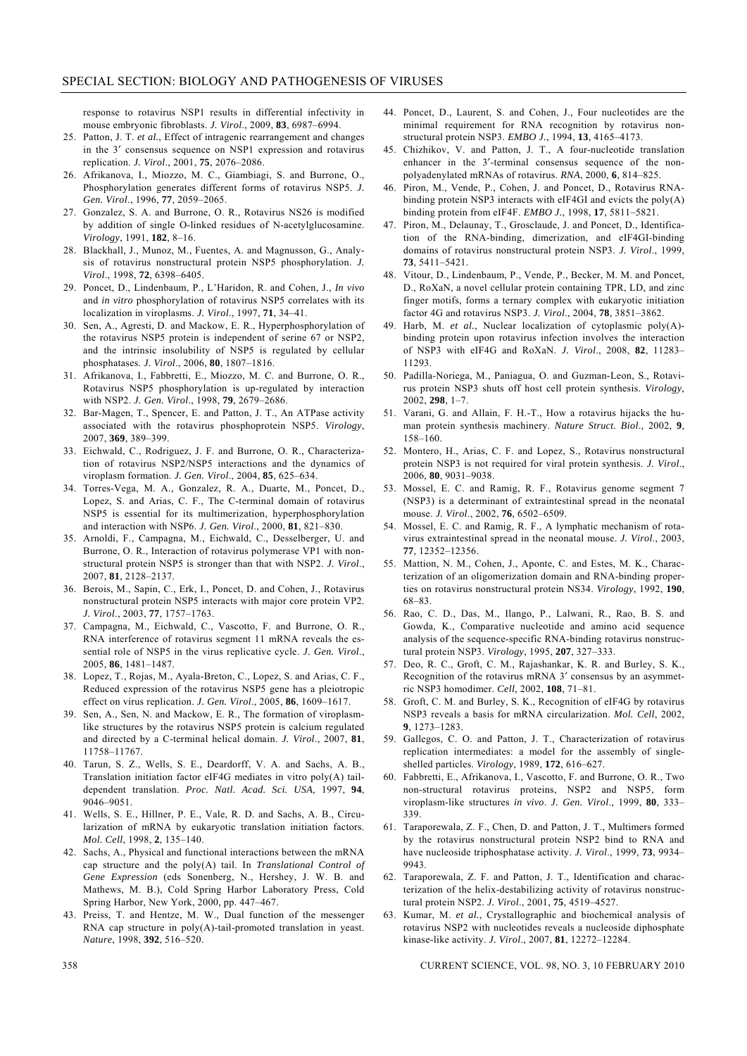response to rotavirus NSP1 results in differential infectivity in mouse embryonic fibroblasts. *J. Virol*., 2009, **83**, 6987–6994.

25. Patton, J. T. *et al.*, Effect of intragenic rearrangement and changes in the 3′ consensus sequence on NSP1 expression and rotavirus replication. *J. Virol*., 2001, **75**, 2076–2086.
26. Afrikanova, I., Miozzo, M. C., Giambiagi, S. and Burrone, O., Phosphorylation generates different forms of rotavirus NSP5. *J. Gen. Virol*., 1996, **77**, 2059–2065.
27. Gonzalez, S. A. and Burrone, O. R., Rotavirus NS26 is modified by addition of single O-linked residues of N-acetylglucosamine. *Virology*, 1991, **182**, 8–16.
28. Blackhall, J., Munoz, M., Fuentes, A. and Magnusson, G., Analysis of rotavirus nonstructural protein NSP5 phosphorylation. *J. Virol*., 1998, **72**, 6398–6405.
29. Poncet, D., Lindenbaum, P., L'Haridon, R. and Cohen, J., *In vivo* and *in vitro* phosphorylation of rotavirus NSP5 correlates with its localization in viroplasms. *J. Virol*., 1997, **71**, 34–41.
30. Sen, A., Agresti, D. and Mackow, E. R., Hyperphosphorylation of the rotavirus NSP5 protein is independent of serine 67 or NSP2, and the intrinsic insolubility of NSP5 is regulated by cellular phosphatases. *J. Virol*., 2006, **80**, 1807–1816.
31. Afrikanova, I., Fabbretti, E., Miozzo, M. C. and Burrone, O. R., Rotavirus NSP5 phosphorylation is up-regulated by interaction with NSP2. *J. Gen. Virol*., 1998, **79**, 2679–2686.
32. Bar-Magen, T., Spencer, E. and Patton, J. T., An ATPase activity associated with the rotavirus phosphoprotein NSP5. *Virology*, 2007, **369**, 389–399.
33. Eichwald, C., Rodriguez, J. F. and Burrone, O. R., Characterization of rotavirus NSP2/NSP5 interactions and the dynamics of viroplasm formation. *J. Gen. Virol*., 2004, **85**, 625–634.
34. Torres-Vega, M. A., Gonzalez, R. A., Duarte, M., Poncet, D., Lopez, S. and Arias, C. F., The C-terminal domain of rotavirus NSP5 is essential for its multimerization, hyperphosphorylation and interaction with NSP6. *J. Gen. Virol*., 2000, **81**, 821–830.
35. Arnoldi, F., Campagna, M., Eichwald, C., Desselberger, U. and Burrone, O. R., Interaction of rotavirus polymerase VP1 with nonstructural protein NSP5 is stronger than that with NSP2. *J. Virol*., 2007, **81**, 2128–2137.
36. Berois, M., Sapin, C., Erk, I., Poncet, D. and Cohen, J., Rotavirus nonstructural protein NSP5 interacts with major core protein VP2. *J. Virol*., 2003, **77**, 1757–1763.
37. Campagna, M., Eichwald, C., Vascotto, F. and Burrone, O. R., RNA interference of rotavirus segment 11 mRNA reveals the essential role of NSP5 in the virus replicative cycle. *J. Gen. Virol*., 2005, **86**, 1481–1487.
38. Lopez, T., Rojas, M., Ayala-Breton, C., Lopez, S. and Arias, C. F., Reduced expression of the rotavirus NSP5 gene has a pleiotropic effect on virus replication. *J. Gen. Virol*., 2005, **86**, 1609–1617.
39. Sen, A., Sen, N. and Mackow, E. R., The formation of viroplasm-like structures by the rotavirus NSP5 protein is calcium regulated and directed by a C-terminal helical domain. *J. Virol*., 2007, **81**, 11758–11767.
40. Tarun, S. Z., Wells, S. E., Deardorff, V. A. and Sachs, A. B., Translation initiation factor eIF4G mediates in vitro poly(A) tail-dependent translation. *Proc. Natl. Acad. Sci. USA*, 1997, **94**, 9046–9051.
41. Wells, S. E., Hillner, P. E., Vale, R. D. and Sachs, A. B., Circularization of mRNA by eukaryotic translation initiation factors. *Mol. Cell*, 1998, **2**, 135–140.
42. Sachs, A., Physical and functional interactions between the mRNA cap structure and the poly(A) tail. In *Translational Control of Gene Expression* (eds Sonenberg, N., Hershey, J. W. B. and Mathews, M. B.), Cold Spring Harbor Laboratory Press, Cold Spring Harbor, New York, 2000, pp. 447–467.
43. Preiss, T. and Hentze, M. W., Dual function of the messenger RNA cap structure in poly(A)-tail-promoted translation in yeast. *Nature*, 1998, **392**, 516–520.
44. Poncet, D., Laurent, S. and Cohen, J., Four nucleotides are the minimal requirement for RNA recognition by rotavirus nonstructural protein NSP3. *EMBO J*., 1994, **13**, 4165–4173.
45. Chizhikov, V. and Patton, J. T., A four-nucleotide translation enhancer in the 3′-terminal consensus sequence of the nonpolyadenylated mRNAs of rotavirus. *RNA*, 2000, **6**, 814–825.
46. Piron, M., Vende, P., Cohen, J. and Poncet, D., Rotavirus RNA-binding protein NSP3 interacts with eIF4GI and evicts the poly(A) binding protein from eIF4F. *EMBO J*., 1998, **17**, 5811–5821.
47. Piron, M., Delaunay, T., Grosclaude, J. and Poncet, D., Identification of the RNA-binding, dimerization, and eIF4GI-binding domains of rotavirus nonstructural protein NSP3. *J. Virol*., 1999, **73**, 5411–5421.
48. Vitour, D., Lindenbaum, P., Vende, P., Becker, M. M. and Poncet, D., RoXaN, a novel cellular protein containing TPR, LD, and zinc finger motifs, forms a ternary complex with eukaryotic initiation factor 4G and rotavirus NSP3. *J. Virol*., 2004, **78**, 3851–3862.
49. Harb, M. *et al.*, Nuclear localization of cytoplasmic poly(A)-binding protein upon rotavirus infection involves the interaction of NSP3 with eIF4G and RoXaN. *J. Virol*., 2008, **82**, 11283–11293.
50. Padilla-Noriega, M., Paniagua, O. and Guzman-Leon, S., Rotavirus protein NSP3 shuts off host cell protein synthesis. *Virology*, 2002, **298**, 1–7.
51. Varani, G. and Allain, F. H.-T., How a rotavirus hijacks the human protein synthesis machinery. *Nature Struct. Biol*., 2002, **9**, 158–160.
52. Montero, H., Arias, C. F. and Lopez, S., Rotavirus nonstructural protein NSP3 is not required for viral protein synthesis. *J. Virol*., 2006, **80**, 9031–9038.
53. Mossel, E. C. and Ramig, R. F., Rotavirus genome segment 7 (NSP3) is a determinant of extraintestinal spread in the neonatal mouse. *J. Virol*., 2002, **76**, 6502–6509.
54. Mossel, E. C. and Ramig, R. F., A lymphatic mechanism of rotavirus extraintestinal spread in the neonatal mouse. *J. Virol*., 2003, **77**, 12352–12356.
55. Mattion, N. M., Cohen, J., Aponte, C. and Estes, M. K., Characterization of an oligomerization domain and RNA-binding properties on rotavirus nonstructural protein NS34. *Virology*, 1992, **190**, 68–83.
56. Rao, C. D., Das, M., Ilango, P., Lalwani, R., Rao, B. S. and Gowda, K., Comparative nucleotide and amino acid sequence analysis of the sequence-specific RNA-binding rotavirus nonstructural protein NSP3. *Virology*, 1995, **207**, 327–333.
57. Deo, R. C., Groft, C. M., Rajashankar, K. R. and Burley, S. K., Recognition of the rotavirus mRNA 3′ consensus by an asymmetric NSP3 homodimer. *Cell*, 2002, **108**, 71–81.
58. Groft, C. M. and Burley, S. K., Recognition of eIF4G by rotavirus NSP3 reveals a basis for mRNA circularization. *Mol. Cell*, 2002, **9**, 1273–1283.
59. Gallegos, C. O. and Patton, J. T., Characterization of rotavirus replication intermediates: a model for the assembly of single-shelled particles. *Virology*, 1989, **172**, 616–627.
60. Fabbretti, E., Afrikanova, I., Vascotto, F. and Burrone, O. R., Two non-structural rotavirus proteins, NSP2 and NSP5, form viroplasm-like structures *in vivo*. *J. Gen. Virol*., 1999, **80**, 333–339.
61. Taraporewala, Z. F., Chen, D. and Patton, J. T., Multimers formed by the rotavirus nonstructural protein NSP2 bind to RNA and have nucleoside triphosphatase activity. *J. Virol*., 1999, **73**, 9934–9943.
62. Taraporewala, Z. F. and Patton, J. T., Identification and characterization of the helix-destabilizing activity of rotavirus nonstructural protein NSP2. *J. Virol*., 2001, **75**, 4519–4527.
63. Kumar, M. *et al.*, Crystallographic and biochemical analysis of rotavirus NSP2 with nucleotides reveals a nucleoside diphosphate kinase-like activity. *J. Virol*., 2007, **81**, 12272–12284.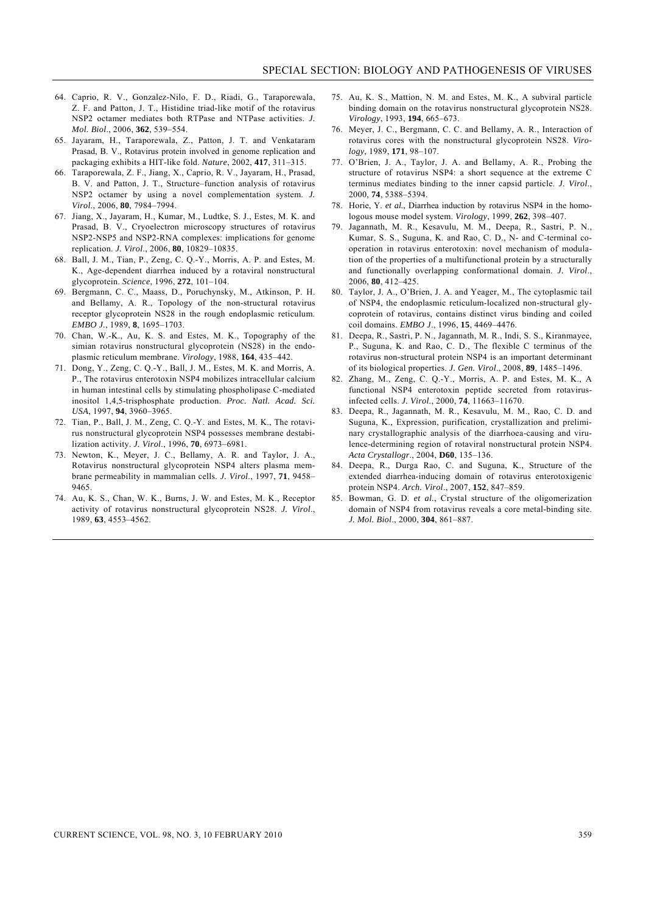64. Caprio, R. V., Gonzalez-Nilo, F. D., Riadi, G., Taraporewala, Z. F. and Patton, J. T., Histidine triad-like motif of the rotavirus NSP2 octamer mediates both RTPase and NTPase activities. *J. Mol. Biol*., 2006, **362**, 539–554.
65. Jayaram, H., Taraporewala, Z., Patton, J. T. and Venkataram Prasad, B. V., Rotavirus protein involved in genome replication and packaging exhibits a HIT-like fold. *Nature*, 2002, **417**, 311–315.
66. Taraporewala, Z. F., Jiang, X., Caprio, R. V., Jayaram, H., Prasad, B. V. and Patton, J. T., Structure–function analysis of rotavirus NSP2 octamer by using a novel complementation system. *J. Virol*., 2006, **80**, 7984–7994.
67. Jiang, X., Jayaram, H., Kumar, M., Ludtke, S. J., Estes, M. K. and Prasad, B. V., Cryoelectron microscopy structures of rotavirus NSP2-NSP5 and NSP2-RNA complexes: implications for genome replication. *J. Virol*., 2006, **80**, 10829–10835.
68. Ball, J. M., Tian, P., Zeng, C. Q.-Y., Morris, A. P. and Estes, M. K., Age-dependent diarrhea induced by a rotaviral nonstructural glycoprotein. *Science*, 1996, **272**, 101–104.
69. Bergmann, C. C., Maass, D., Poruchynsky, M., Atkinson, P. H. and Bellamy, A. R., Topology of the non-structural rotavirus receptor glycoprotein NS28 in the rough endoplasmic reticulum. *EMBO J*., 1989, **8**, 1695–1703.
70. Chan, W.-K., Au, K. S. and Estes, M. K., Topography of the simian rotavirus nonstructural glycoprotein (NS28) in the endoplasmic reticulum membrane. *Virology*, 1988, **164**, 435–442.
71. Dong, Y., Zeng, C. Q.-Y., Ball, J. M., Estes, M. K. and Morris, A. P., The rotavirus enterotoxin NSP4 mobilizes intracellular calcium in human intestinal cells by stimulating phospholipase C-mediated inositol 1,4,5-trisphosphate production. *Proc. Natl. Acad. Sci. USA*, 1997, **94**, 3960–3965.
72. Tian, P., Ball, J. M., Zeng, C. Q.-Y. and Estes, M. K., The rotavirus nonstructural glycoprotein NSP4 possesses membrane destabilization activity. *J. Virol*., 1996, **70**, 6973–6981.
73. Newton, K., Meyer, J. C., Bellamy, A. R. and Taylor, J. A., Rotavirus nonstructural glycoprotein NSP4 alters plasma membrane permeability in mammalian cells. *J. Virol*., 1997, **71**, 9458–9465.
74. Au, K. S., Chan, W. K., Burns, J. W. and Estes, M. K., Receptor activity of rotavirus nonstructural glycoprotein NS28. *J. Virol*., 1989, **63**, 4553–4562.
75. Au, K. S., Mattion, N. M. and Estes, M. K., A subviral particle binding domain on the rotavirus nonstructural glycoprotein NS28. *Virology*, 1993, **194**, 665–673.
76. Meyer, J. C., Bergmann, C. C. and Bellamy, A. R., Interaction of rotavirus cores with the nonstructural glycoprotein NS28. *Virology*, 1989, **171**, 98–107.
77. O'Brien, J. A., Taylor, J. A. and Bellamy, A. R., Probing the structure of rotavirus NSP4: a short sequence at the extreme C terminus mediates binding to the inner capsid particle. *J. Virol*., 2000, **74**, 5388–5394.
78. Horie, Y. *et al*., Diarrhea induction by rotavirus NSP4 in the homologous mouse model system. *Virology*, 1999, **262**, 398–407.
79. Jagannath, M. R., Kesavulu, M. M., Deepa, R., Sastri, P. N., Kumar, S. S., Suguna, K. and Rao, C. D., N- and C-terminal cooperation in rotavirus enterotoxin: novel mechanism of modulation of the properties of a multifunctional protein by a structurally and functionally overlapping conformational domain. *J. Virol*., 2006, **80**, 412–425.
80. Taylor, J. A., O'Brien, J. A. and Yeager, M., The cytoplasmic tail of NSP4, the endoplasmic reticulum-localized non-structural glycoprotein of rotavirus, contains distinct virus binding and coiled coil domains. *EMBO J*., 1996, **15**, 4469–4476.
81. Deepa, R., Sastri, P. N., Jagannath, M. R., Indi, S. S., Kiranmayee, P., Suguna, K. and Rao, C. D., The flexible C terminus of the rotavirus non-structural protein NSP4 is an important determinant of its biological properties. *J. Gen. Virol*., 2008, **89**, 1485–1496.
82. Zhang, M., Zeng, C. Q.-Y., Morris, A. P. and Estes, M. K., A functional NSP4 enterotoxin peptide secreted from rotavirus-infected cells. *J. Virol*., 2000, **74**, 11663–11670.
83. Deepa, R., Jagannath, M. R., Kesavulu, M. M., Rao, C. D. and Suguna, K., Expression, purification, crystallization and preliminary crystallographic analysis of the diarrhoea-causing and virulence-determining region of rotaviral nonstructural protein NSP4. *Acta Crystallogr*., 2004, **D60**, 135–136.
84. Deepa, R., Durga Rao, C. and Suguna, K., Structure of the extended diarrhea-inducing domain of rotavirus enterotoxigenic protein NSP4. *Arch. Virol*., 2007, **152**, 847–859.
85. Bowman, G. D. *et al*., Crystal structure of the oligomerization domain of NSP4 from rotavirus reveals a core metal-binding site. *J. Mol. Biol*., 2000, **304**, 861–887.